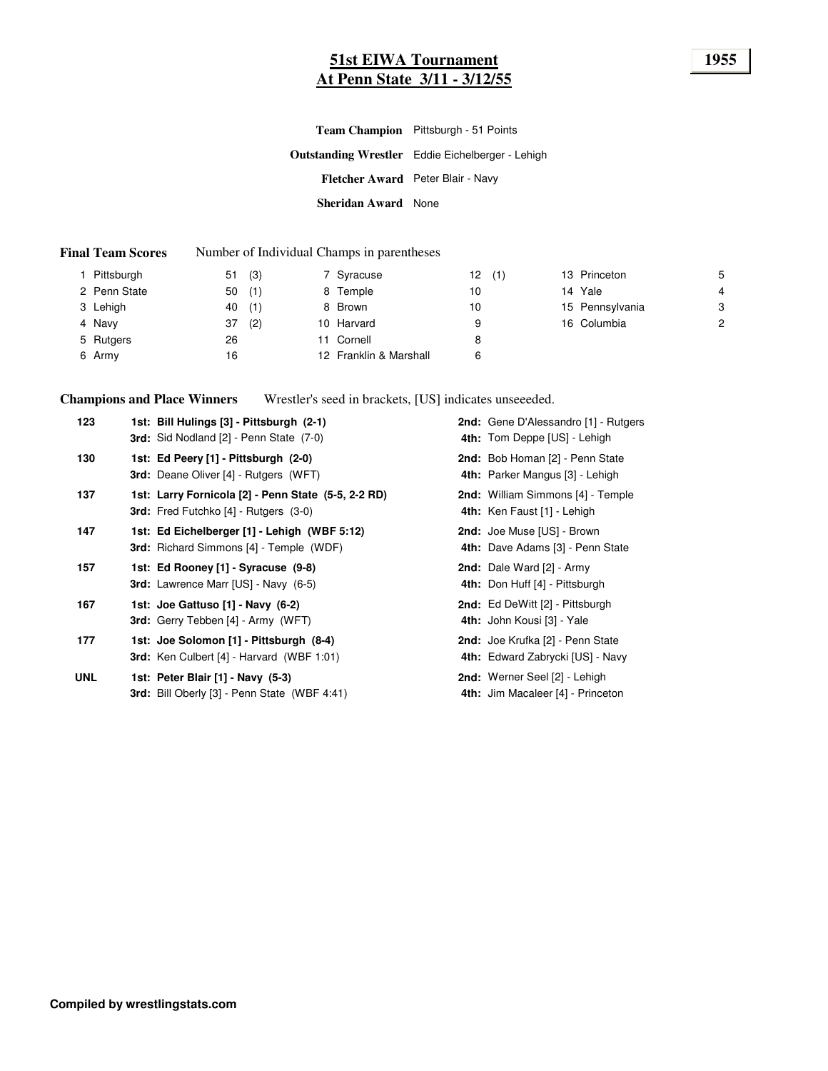# 51st EIWA Tournament
# At Penn State 3/11 - 3/12/55

**1955**

**Team Champion** Pittsburgh - 51 Points

**Outstanding Wrestler** Eddie Eichelberger - Lehigh

**Fletcher Award** Peter Blair - Navy

**Sheridan Award** None

**Final Team Scores** Number of Individual Champs in parentheses

| Rank | Team | Score | Rank | Team | Score | Rank | Team | Score |
|---|---|---|---|---|---|---|---|---|
| 1 | Pittsburgh | 51 (3) | 7 | Syracuse | 12 (1) | 13 | Princeton | 5 |
| 2 | Penn State | 50 (1) | 8 | Temple | 10 | 14 | Yale | 4 |
| 3 | Lehigh | 40 (1) | 8 | Brown | 10 | 15 | Pennsylvania | 3 |
| 4 | Navy | 37 (2) | 10 | Harvard | 9 | 16 | Columbia | 2 |
| 5 | Rutgers | 26 | 11 | Cornell | 8 | | | |
| 6 | Army | 16 | 12 | Franklin & Marshall | 6 | | | |

**Champions and Place Winners** Wrestler's seed in brackets, [US] indicates unseeeded.

| Weight | Place | Place |
|---|---|---|
| 123 | **1st: Bill Hulings [3] - Pittsburgh (2-1)** | **2nd:** Gene D'Alessandro [1] - Rutgers |
| | **3rd:** Sid Nodland [2] - Penn State (7-0) | **4th:** Tom Deppe [US] - Lehigh |
| 130 | **1st: Ed Peery [1] - Pittsburgh (2-0)** | **2nd:** Bob Homan [2] - Penn State |
| | **3rd:** Deane Oliver [4] - Rutgers (WFT) | **4th:** Parker Mangus [3] - Lehigh |
| 137 | **1st: Larry Fornicola [2] - Penn State (5-5, 2-2 RD)** | **2nd:** William Simmons [4] - Temple |
| | **3rd:** Fred Futchko [4] - Rutgers (3-0) | **4th:** Ken Faust [1] - Lehigh |
| 147 | **1st: Ed Eichelberger [1] - Lehigh (WBF 5:12)** | **2nd:** Joe Muse [US] - Brown |
| | **3rd:** Richard Simmons [4] - Temple (WDF) | **4th:** Dave Adams [3] - Penn State |
| 157 | **1st: Ed Rooney [1] - Syracuse (9-8)** | **2nd:** Dale Ward [2] - Army |
| | **3rd:** Lawrence Marr [US] - Navy (6-5) | **4th:** Don Huff [4] - Pittsburgh |
| 167 | **1st: Joe Gattuso [1] - Navy (6-2)** | **2nd:** Ed DeWitt [2] - Pittsburgh |
| | **3rd:** Gerry Tebben [4] - Army (WFT) | **4th:** John Kousi [3] - Yale |
| 177 | **1st: Joe Solomon [1] - Pittsburgh (8-4)** | **2nd:** Joe Krufka [2] - Penn State |
| | **3rd:** Ken Culbert [4] - Harvard (WBF 1:01) | **4th:** Edward Zabrycki [US] - Navy |
| UNL | **1st: Peter Blair [1] - Navy (5-3)** | **2nd:** Werner Seel [2] - Lehigh |
| | **3rd:** Bill Oberly [3] - Penn State (WBF 4:41) | **4th:** Jim Macaleer [4] - Princeton |

**Compiled by wrestlingstats.com**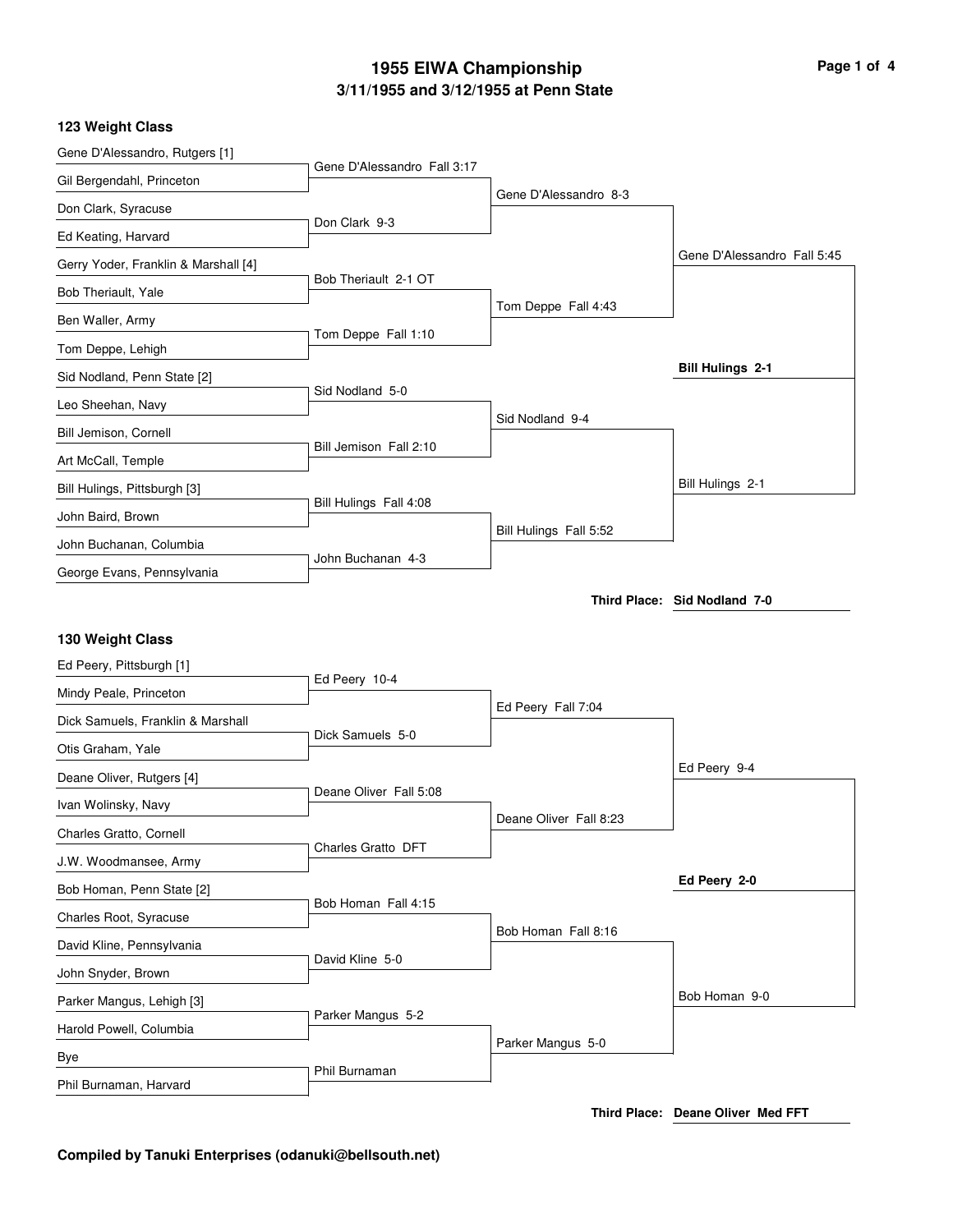# 1955 EIWA Championship

## 3/11/1955 and 3/12/1955 at Penn State

### 123 Weight Class

**First Round**

- Gene D'Alessandro, Rutgers [1] vs. Gil Bergendahl, Princeton — Gene D'Alessandro Fall 3:17
- Don Clark, Syracuse vs. Ed Keating, Harvard — Don Clark 9-3
- Gerry Yoder, Franklin & Marshall [4] vs. Bob Theriault, Yale — Bob Theriault 2-1 OT
- Ben Waller, Army vs. Tom Deppe, Lehigh — Tom Deppe Fall 1:10
- Sid Nodland, Penn State [2] vs. Leo Sheehan, Navy — Sid Nodland 5-0
- Bill Jemison, Cornell vs. Art McCall, Temple — Bill Jemison Fall 2:10
- Bill Hulings, Pittsburgh [3] vs. John Baird, Brown — Bill Hulings Fall 4:08
- John Buchanan, Columbia vs. George Evans, Pennsylvania — John Buchanan 4-3

**Quarterfinals**

- Gene D'Alessandro 8-3
- Tom Deppe Fall 4:43
- Sid Nodland 9-4
- Bill Hulings Fall 5:52

**Semifinals**

- Gene D'Alessandro Fall 5:45
- Bill Hulings 2-1

**Champion:** **Bill Hulings 2-1**

**Third Place:** **Sid Nodland 7-0**

### 130 Weight Class

**First Round**

- Ed Peery, Pittsburgh [1] vs. Mindy Peale, Princeton — Ed Peery 10-4
- Dick Samuels, Franklin & Marshall vs. Otis Graham, Yale — Dick Samuels 5-0
- Deane Oliver, Rutgers [4] vs. Ivan Wolinsky, Navy — Deane Oliver Fall 5:08
- Charles Gratto, Cornell vs. J.W. Woodmansee, Army — Charles Gratto DFT
- Bob Homan, Penn State [2] vs. Charles Root, Syracuse — Bob Homan Fall 4:15
- David Kline, Pennsylvania vs. John Snyder, Brown — David Kline 5-0
- Parker Mangus, Lehigh [3] vs. Harold Powell, Columbia — Parker Mangus 5-2
- Bye vs. Phil Burnaman, Harvard — Phil Burnaman

**Quarterfinals**

- Ed Peery Fall 7:04
- Deane Oliver Fall 8:23
- Bob Homan Fall 8:16
- Parker Mangus 5-0

**Semifinals**

- Ed Peery 9-4
- Bob Homan 9-0

**Champion:** **Ed Peery 2-0**

**Third Place:** **Deane Oliver Med FFT**

**Compiled by Tanuki Enterprises (odanuki@bellsouth.net)**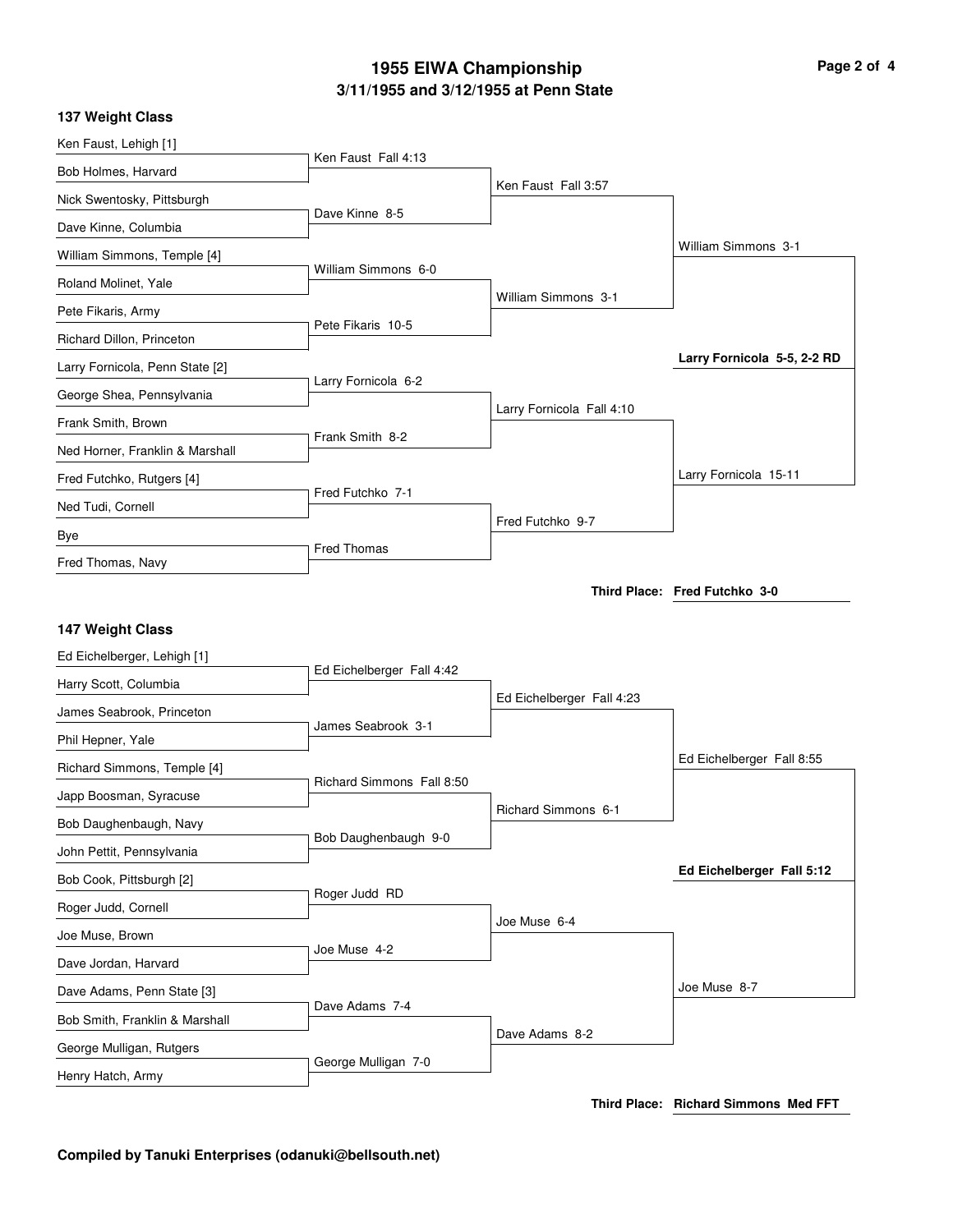# 1955 EIWA Championship

## 3/11/1955 and 3/12/1955 at Penn State

### 137 Weight Class

**First Round**
- Ken Faust, Lehigh [1] vs. Bob Holmes, Harvard — Ken Faust Fall 4:13
- Nick Swentosky, Pittsburgh vs. Dave Kinne, Columbia — Dave Kinne 8-5
- William Simmons, Temple [4] vs. Roland Molinet, Yale — William Simmons 6-0
- Pete Fikaris, Army vs. Richard Dillon, Princeton — Pete Fikaris 10-5
- Larry Fornicola, Penn State [2] vs. George Shea, Pennsylvania — Larry Fornicola 6-2
- Frank Smith, Brown vs. Ned Horner, Franklin & Marshall — Frank Smith 8-2
- Fred Futchko, Rutgers [4] vs. Ned Tudi, Cornell — Fred Futchko 7-1
- Bye vs. Fred Thomas, Navy — Fred Thomas

**Quarterfinals**
- Ken Faust Fall 3:57
- William Simmons 3-1
- Larry Fornicola Fall 4:10
- Fred Futchko 9-7

**Semifinals**
- William Simmons 3-1
- Larry Fornicola 15-11

**Final**
- **Larry Fornicola 5-5, 2-2 RD**

**Third Place: Fred Futchko 3-0**

### 147 Weight Class

**First Round**
- Ed Eichelberger, Lehigh [1] vs. Harry Scott, Columbia — Ed Eichelberger Fall 4:42
- James Seabrook, Princeton vs. Phil Hepner, Yale — James Seabrook 3-1
- Richard Simmons, Temple [4] vs. Japp Boosman, Syracuse — Richard Simmons Fall 8:50
- Bob Daughenbaugh, Navy vs. John Pettit, Pennsylvania — Bob Daughenbaugh 9-0
- Bob Cook, Pittsburgh [2] vs. Roger Judd, Cornell — Roger Judd RD
- Joe Muse, Brown vs. Dave Jordan, Harvard — Joe Muse 4-2
- Dave Adams, Penn State [3] vs. Bob Smith, Franklin & Marshall — Dave Adams 7-4
- George Mulligan, Rutgers vs. Henry Hatch, Army — George Mulligan 7-0

**Quarterfinals**
- Ed Eichelberger Fall 4:23
- Richard Simmons 6-1
- Joe Muse 6-4
- Dave Adams 8-2

**Semifinals**
- Ed Eichelberger Fall 8:55
- Joe Muse 8-7

**Final**
- **Ed Eichelberger Fall 5:12**

**Third Place: Richard Simmons Med FFT**

**Compiled by Tanuki Enterprises (odanuki@bellsouth.net)**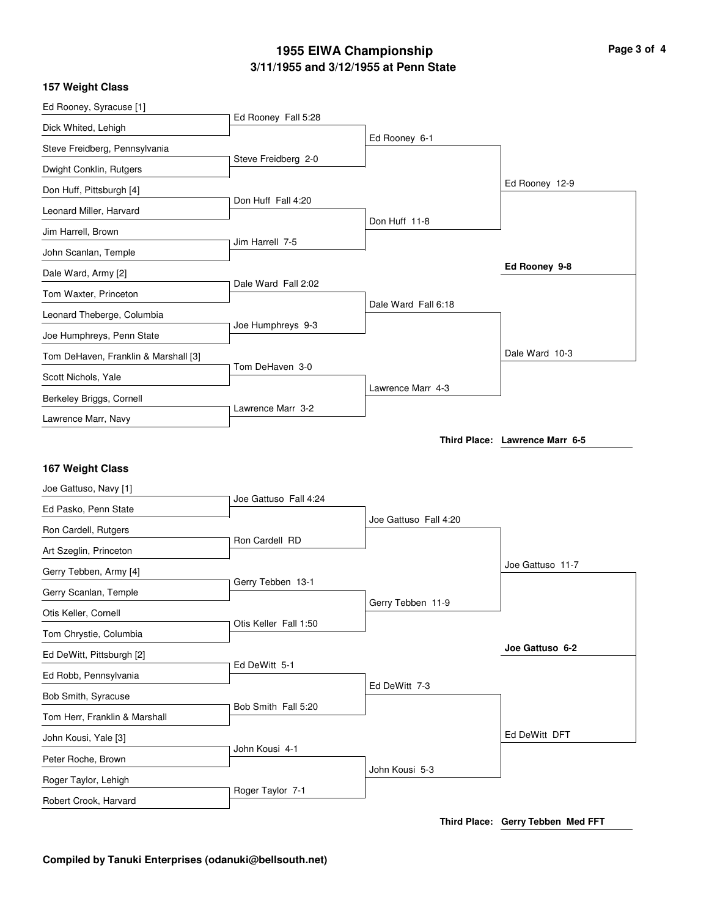# 1955 EIWA Championship

## 3/11/1955 and 3/12/1955 at Penn State

### 157 Weight Class

**First Round**

- Ed Rooney, Syracuse [1] vs. Dick Whited, Lehigh — Ed Rooney Fall 5:28
- Steve Freidberg, Pennsylvania vs. Dwight Conklin, Rutgers — Steve Freidberg 2-0
- Don Huff, Pittsburgh [4] vs. Leonard Miller, Harvard — Don Huff Fall 4:20
- Jim Harrell, Brown vs. John Scanlan, Temple — Jim Harrell 7-5
- Dale Ward, Army [2] vs. Tom Waxter, Princeton — Dale Ward Fall 2:02
- Leonard Theberge, Columbia vs. Joe Humphreys, Penn State — Joe Humphreys 9-3
- Tom DeHaven, Franklin & Marshall [3] vs. Scott Nichols, Yale — Tom DeHaven 3-0
- Berkeley Briggs, Cornell vs. Lawrence Marr, Navy — Lawrence Marr 3-2

**Quarterfinals**

- Ed Rooney 6-1
- Don Huff 11-8
- Dale Ward Fall 6:18
- Lawrence Marr 4-3

**Semifinals**

- Ed Rooney 12-9
- Dale Ward 10-3

**Final**

- **Ed Rooney 9-8**

**Third Place: Lawrence Marr 6-5**

### 167 Weight Class

**First Round**

- Joe Gattuso, Navy [1] vs. Ed Pasko, Penn State — Joe Gattuso Fall 4:24
- Ron Cardell, Rutgers vs. Art Szeglin, Princeton — Ron Cardell RD
- Gerry Tebben, Army [4] vs. Gerry Scanlan, Temple — Gerry Tebben 13-1
- Otis Keller, Cornell vs. Tom Chrystie, Columbia — Otis Keller Fall 1:50
- Ed DeWitt, Pittsburgh [2] vs. Ed Robb, Pennsylvania — Ed DeWitt 5-1
- Bob Smith, Syracuse vs. Tom Herr, Franklin & Marshall — Bob Smith Fall 5:20
- John Kousi, Yale [3] vs. Peter Roche, Brown — John Kousi 4-1
- Roger Taylor, Lehigh vs. Robert Crook, Harvard — Roger Taylor 7-1

**Quarterfinals**

- Joe Gattuso Fall 4:20
- Gerry Tebben 11-9
- Ed DeWitt 7-3
- John Kousi 5-3

**Semifinals**

- Joe Gattuso 11-7
- Ed DeWitt DFT

**Final**

- **Joe Gattuso 6-2**

**Third Place: Gerry Tebben Med FFT**

**Compiled by Tanuki Enterprises (odanuki@bellsouth.net)**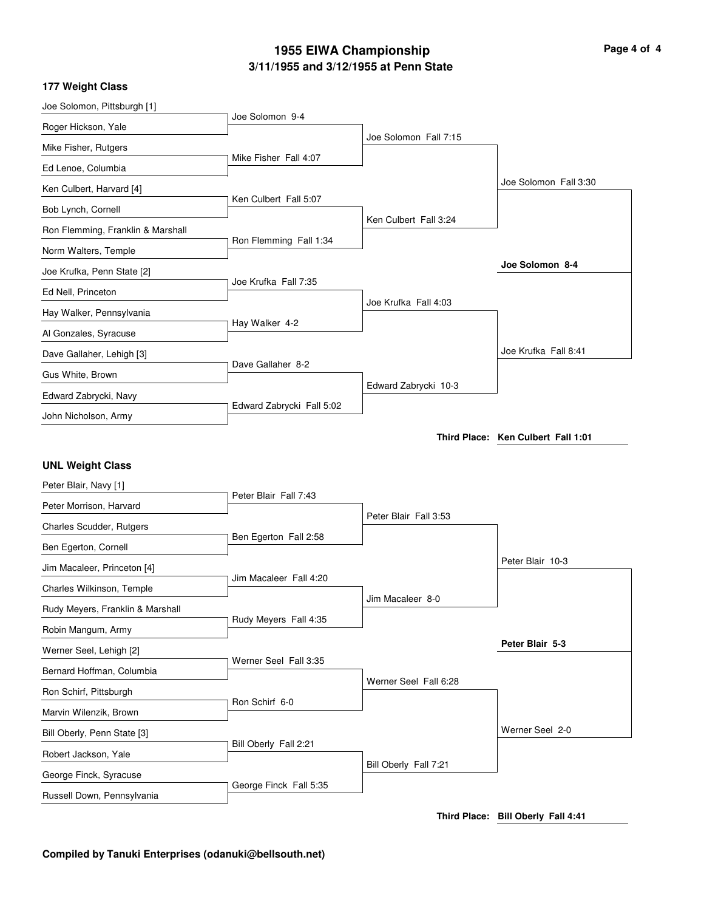# 1955 EIWA Championship

## 3/11/1955 and 3/12/1955 at Penn State

### 177 Weight Class

**First Round**

- Joe Solomon, Pittsburgh [1] vs. Roger Hickson, Yale — Joe Solomon 9-4
- Mike Fisher, Rutgers vs. Ed Lenoe, Columbia — Mike Fisher Fall 4:07
- Ken Culbert, Harvard [4] vs. Bob Lynch, Cornell — Ken Culbert Fall 5:07
- Ron Flemming, Franklin & Marshall vs. Norm Walters, Temple — Ron Flemming Fall 1:34
- Joe Krufka, Penn State [2] vs. Ed Nell, Princeton — Joe Krufka Fall 7:35
- Hay Walker, Pennsylvania vs. Al Gonzales, Syracuse — Hay Walker 4-2
- Dave Gallaher, Lehigh [3] vs. Gus White, Brown — Dave Gallaher 8-2
- Edward Zabrycki, Navy vs. John Nicholson, Army — Edward Zabrycki Fall 5:02

**Quarterfinals**

- Joe Solomon Fall 7:15
- Ken Culbert Fall 3:24
- Joe Krufka Fall 4:03
- Edward Zabrycki 10-3

**Semifinals**

- Joe Solomon Fall 3:30
- Joe Krufka Fall 8:41

**Final**

- **Joe Solomon 8-4**

**Third Place: Ken Culbert Fall 1:01**

### UNL Weight Class

**First Round**

- Peter Blair, Navy [1] vs. Peter Morrison, Harvard — Peter Blair Fall 7:43
- Charles Scudder, Rutgers vs. Ben Egerton, Cornell — Ben Egerton Fall 2:58
- Jim Macaleer, Princeton [4] vs. Charles Wilkinson, Temple — Jim Macaleer Fall 4:20
- Rudy Meyers, Franklin & Marshall vs. Robin Mangum, Army — Rudy Meyers Fall 4:35
- Werner Seel, Lehigh [2] vs. Bernard Hoffman, Columbia — Werner Seel Fall 3:35
- Ron Schirf, Pittsburgh vs. Marvin Wilenzik, Brown — Ron Schirf 6-0
- Bill Oberly, Penn State [3] vs. Robert Jackson, Yale — Bill Oberly Fall 2:21
- George Finck, Syracuse vs. Russell Down, Pennsylvania — George Finck Fall 5:35

**Quarterfinals**

- Peter Blair Fall 3:53
- Jim Macaleer 8-0
- Werner Seel Fall 6:28
- Bill Oberly Fall 7:21

**Semifinals**

- Peter Blair 10-3
- Werner Seel 2-0

**Final**

- **Peter Blair 5-3**

**Third Place: Bill Oberly Fall 4:41**

**Compiled by Tanuki Enterprises (odanuki@bellsouth.net)**